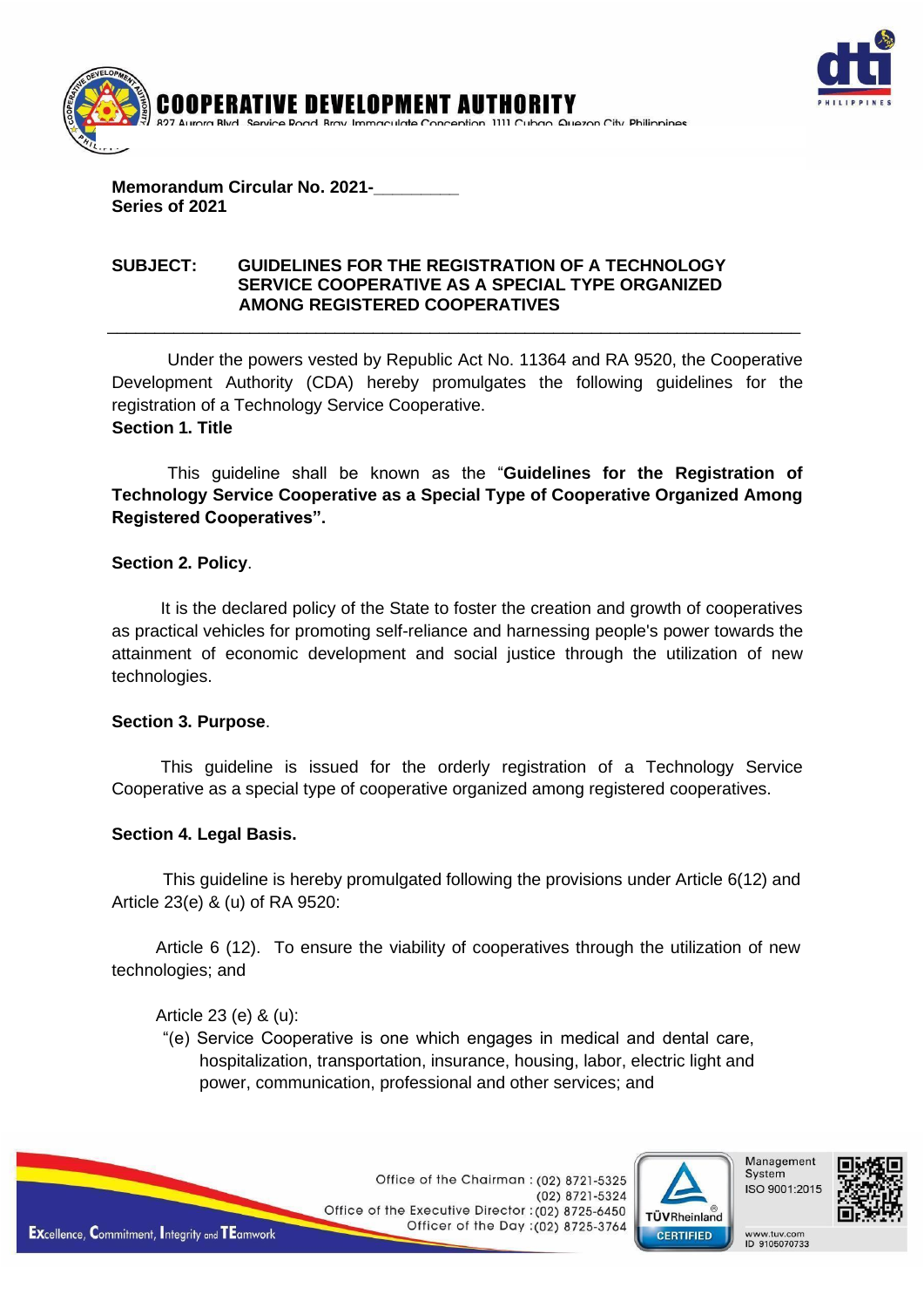# COOPERATIVE DEVELOPMENT AUTHORITY

827 Aurora Blvd., Service Road, Brgy. Immaculate Concepcion, 1111 Cubao, Quezon City, Philippines

**Memorandum Circular No. 2021-________**
**Series of 2021**

**SUBJECT: GUIDELINES FOR THE REGISTRATION OF A TECHNOLOGY SERVICE COOPERATIVE AS A SPECIAL TYPE ORGANIZED AMONG REGISTERED COOPERATIVES**

---

Under the powers vested by Republic Act No. 11364 and RA 9520, the Cooperative Development Authority (CDA) hereby promulgates the following guidelines for the registration of a Technology Service Cooperative.

**Section 1. Title**

This guideline shall be known as the "**Guidelines for the Registration of Technology Service Cooperative as a Special Type of Cooperative Organized Among Registered Cooperatives".**

**Section 2. Policy**.

It is the declared policy of the State to foster the creation and growth of cooperatives as practical vehicles for promoting self-reliance and harnessing people's power towards the attainment of economic development and social justice through the utilization of new technologies.

**Section 3. Purpose**.

This guideline is issued for the orderly registration of a Technology Service Cooperative as a special type of cooperative organized among registered cooperatives.

**Section 4. Legal Basis.**

This guideline is hereby promulgated following the provisions under Article 6(12) and Article 23(e) & (u) of RA 9520:

Article 6 (12). To ensure the viability of cooperatives through the utilization of new technologies; and

Article 23 (e) & (u):

"(e) Service Cooperative is one which engages in medical and dental care, hospitalization, transportation, insurance, housing, labor, electric light and power, communication, professional and other services; and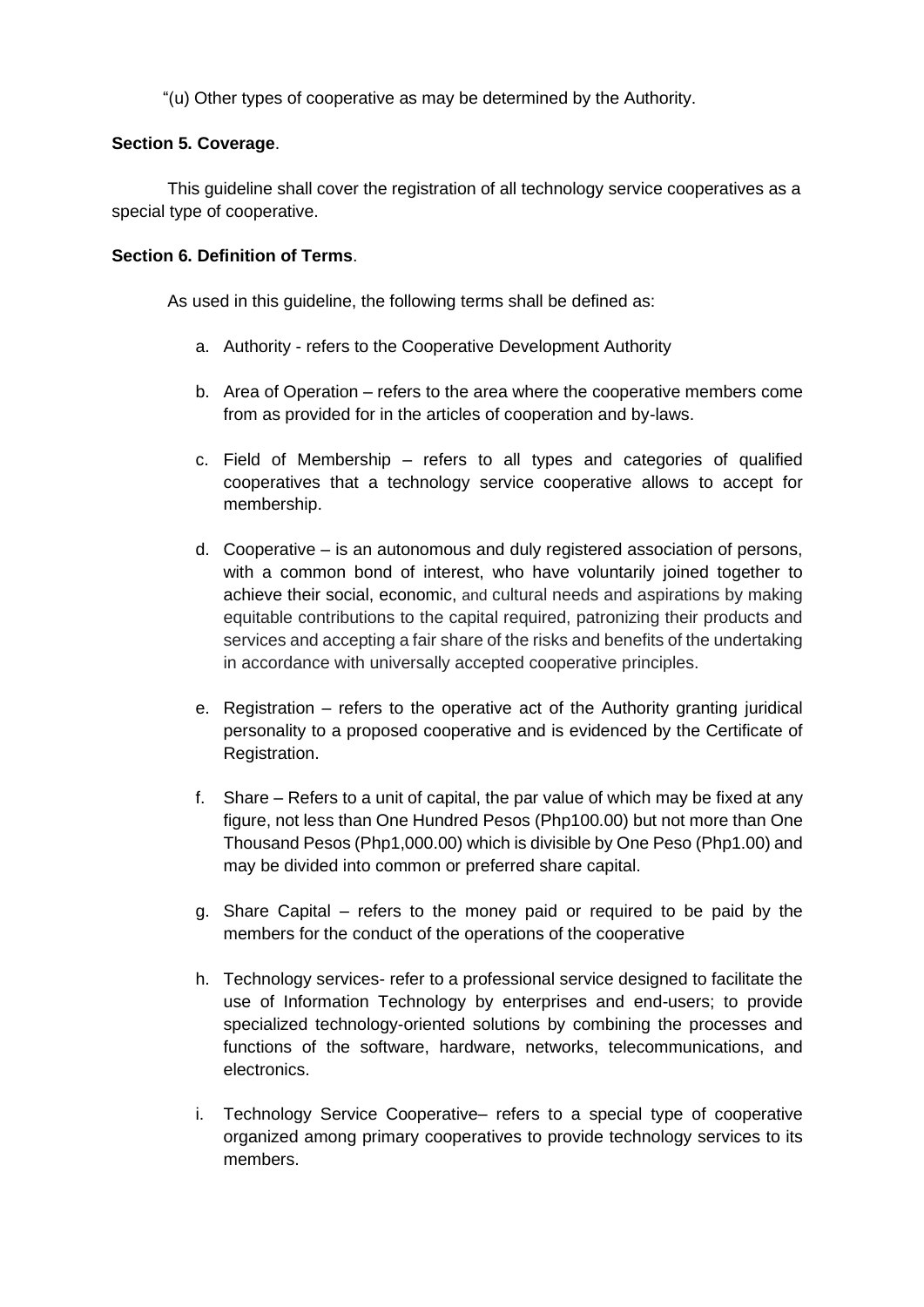"(u) Other types of cooperative as may be determined by the Authority.

**Section 5. Coverage**.

This guideline shall cover the registration of all technology service cooperatives as a special type of cooperative.

**Section 6. Definition of Terms**.

As used in this guideline, the following terms shall be defined as:

a. Authority - refers to the Cooperative Development Authority

b. Area of Operation – refers to the area where the cooperative members come from as provided for in the articles of cooperation and by-laws.

c. Field of Membership – refers to all types and categories of qualified cooperatives that a technology service cooperative allows to accept for membership.

d. Cooperative – is an autonomous and duly registered association of persons, with a common bond of interest, who have voluntarily joined together to achieve their social, economic, and cultural needs and aspirations by making equitable contributions to the capital required, patronizing their products and services and accepting a fair share of the risks and benefits of the undertaking in accordance with universally accepted cooperative principles.

e. Registration – refers to the operative act of the Authority granting juridical personality to a proposed cooperative and is evidenced by the Certificate of Registration.

f. Share – Refers to a unit of capital, the par value of which may be fixed at any figure, not less than One Hundred Pesos (Php100.00) but not more than One Thousand Pesos (Php1,000.00) which is divisible by One Peso (Php1.00) and may be divided into common or preferred share capital.

g. Share Capital – refers to the money paid or required to be paid by the members for the conduct of the operations of the cooperative

h. Technology services- refer to a professional service designed to facilitate the use of Information Technology by enterprises and end-users; to provide specialized technology-oriented solutions by combining the processes and functions of the software, hardware, networks, telecommunications, and electronics.

i. Technology Service Cooperative– refers to a special type of cooperative organized among primary cooperatives to provide technology services to its members.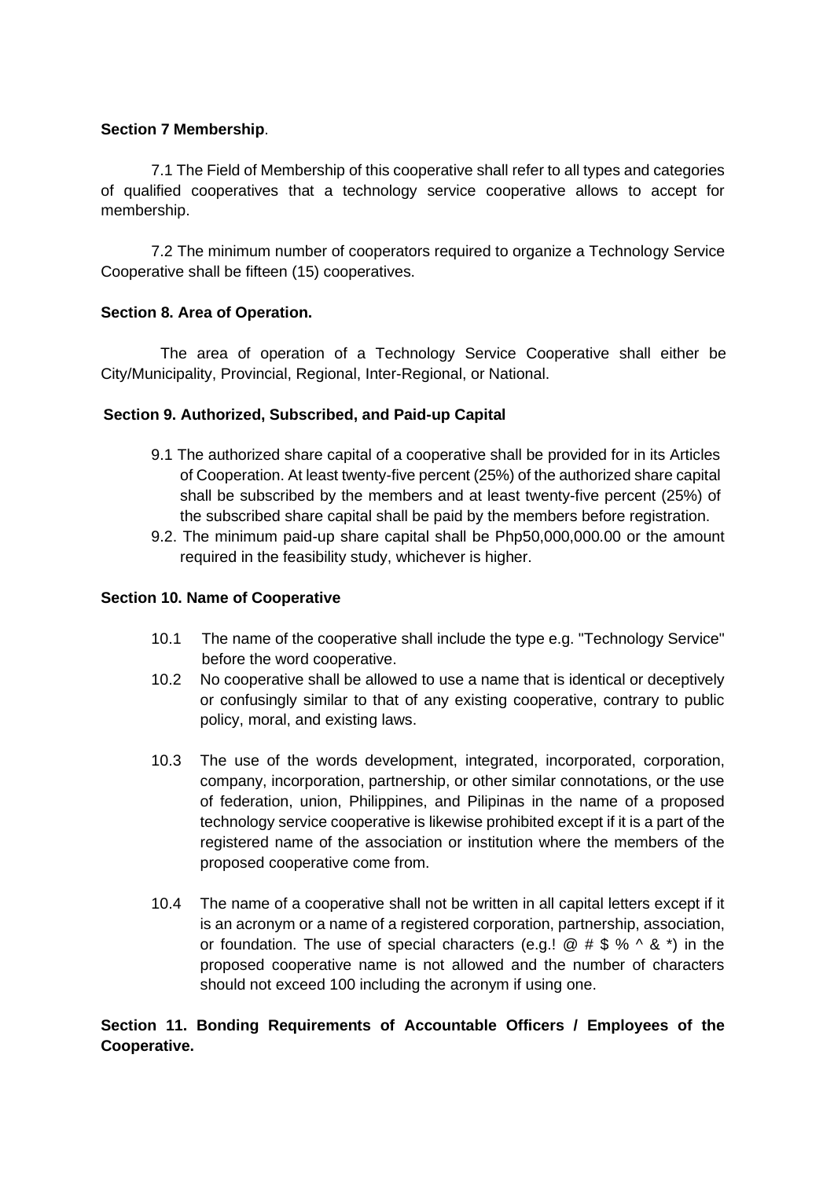**Section 7 Membership**.

7.1 The Field of Membership of this cooperative shall refer to all types and categories of qualified cooperatives that a technology service cooperative allows to accept for membership.

7.2 The minimum number of cooperators required to organize a Technology Service Cooperative shall be fifteen (15) cooperatives.

**Section 8. Area of Operation.**

The area of operation of a Technology Service Cooperative shall either be City/Municipality, Provincial, Regional, Inter-Regional, or National.

**Section 9. Authorized, Subscribed, and Paid-up Capital**

9.1 The authorized share capital of a cooperative shall be provided for in its Articles of Cooperation. At least twenty-five percent (25%) of the authorized share capital shall be subscribed by the members and at least twenty-five percent (25%) of the subscribed share capital shall be paid by the members before registration.

9.2. The minimum paid-up share capital shall be Php50,000,000.00 or the amount required in the feasibility study, whichever is higher.

**Section 10. Name of Cooperative**

10.1 The name of the cooperative shall include the type e.g. "Technology Service" before the word cooperative.

10.2 No cooperative shall be allowed to use a name that is identical or deceptively or confusingly similar to that of any existing cooperative, contrary to public policy, moral, and existing laws.

10.3 The use of the words development, integrated, incorporated, corporation, company, incorporation, partnership, or other similar connotations, or the use of federation, union, Philippines, and Pilipinas in the name of a proposed technology service cooperative is likewise prohibited except if it is a part of the registered name of the association or institution where the members of the proposed cooperative come from.

10.4 The name of a cooperative shall not be written in all capital letters except if it is an acronym or a name of a registered corporation, partnership, association, or foundation. The use of special characters (e.g.! @ # $ % ^ & *) in the proposed cooperative name is not allowed and the number of characters should not exceed 100 including the acronym if using one.

**Section 11. Bonding Requirements of Accountable Officers / Employees of the Cooperative.**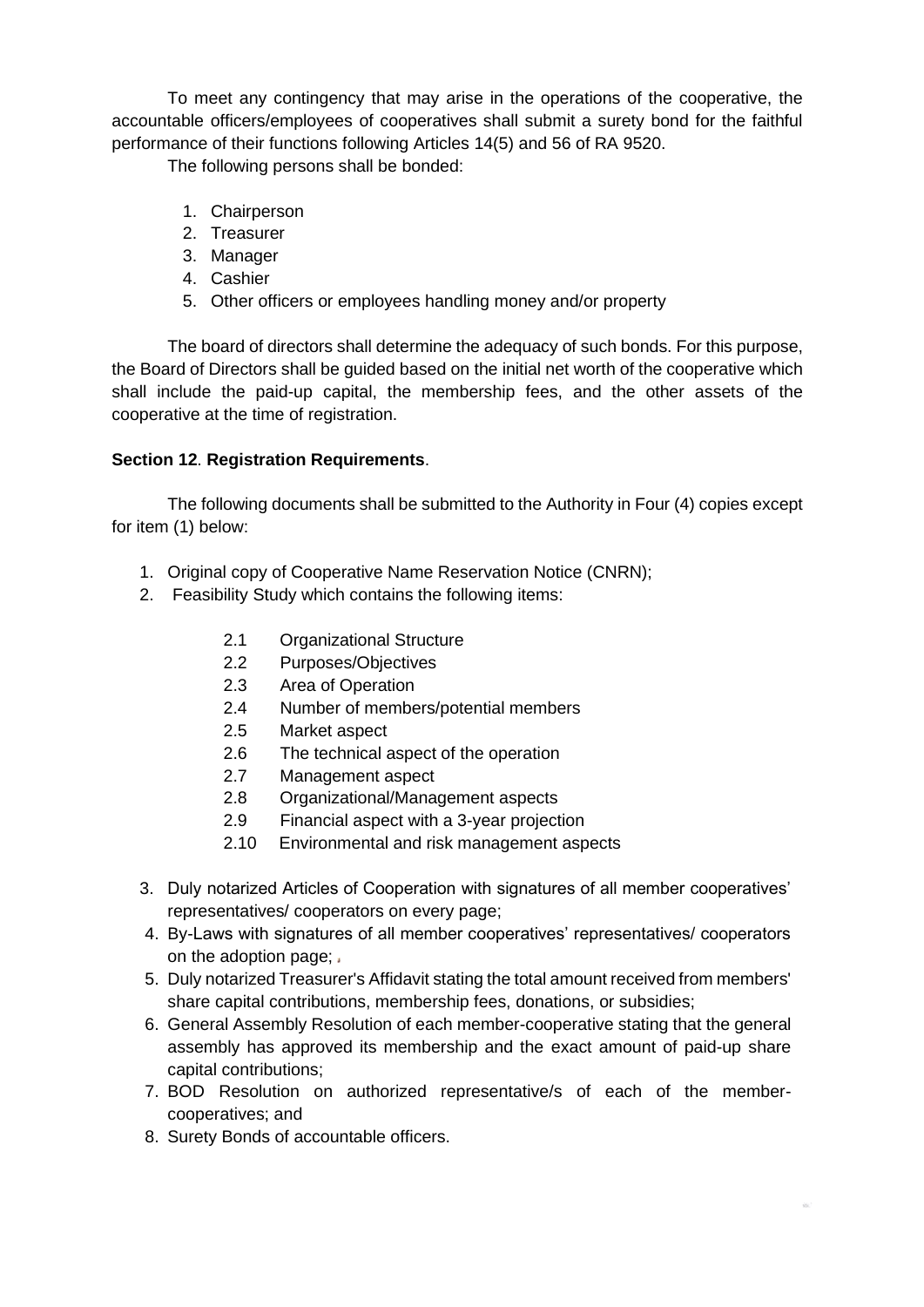To meet any contingency that may arise in the operations of the cooperative, the accountable officers/employees of cooperatives shall submit a surety bond for the faithful performance of their functions following Articles 14(5) and 56 of RA 9520.

The following persons shall be bonded:

1. Chairperson
2. Treasurer
3. Manager
4. Cashier
5. Other officers or employees handling money and/or property

The board of directors shall determine the adequacy of such bonds. For this purpose, the Board of Directors shall be guided based on the initial net worth of the cooperative which shall include the paid-up capital, the membership fees, and the other assets of the cooperative at the time of registration.

**Section 12**. **Registration Requirements**.

The following documents shall be submitted to the Authority in Four (4) copies except for item (1) below:

1. Original copy of Cooperative Name Reservation Notice (CNRN);
2. Feasibility Study which contains the following items:
   - 2.1 Organizational Structure
   - 2.2 Purposes/Objectives
   - 2.3 Area of Operation
   - 2.4 Number of members/potential members
   - 2.5 Market aspect
   - 2.6 The technical aspect of the operation
   - 2.7 Management aspect
   - 2.8 Organizational/Management aspects
   - 2.9 Financial aspect with a 3-year projection
   - 2.10 Environmental and risk management aspects
3. Duly notarized Articles of Cooperation with signatures of all member cooperatives' representatives/ cooperators on every page;
4. By-Laws with signatures of all member cooperatives' representatives/ cooperators on the adoption page;
5. Duly notarized Treasurer's Affidavit stating the total amount received from members' share capital contributions, membership fees, donations, or subsidies;
6. General Assembly Resolution of each member-cooperative stating that the general assembly has approved its membership and the exact amount of paid-up share capital contributions;
7. BOD Resolution on authorized representative/s of each of the member-cooperatives; and
8. Surety Bonds of accountable officers.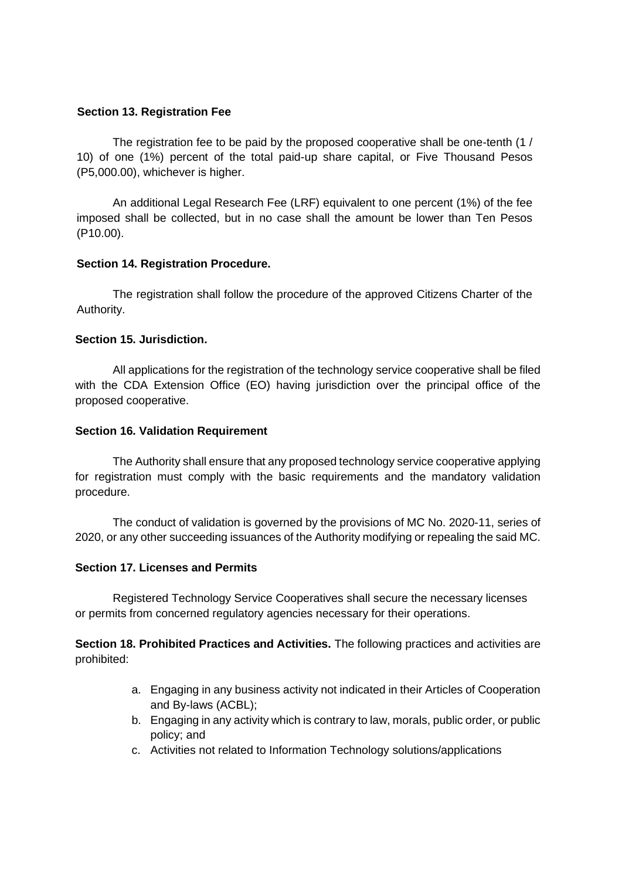**Section 13. Registration Fee**

The registration fee to be paid by the proposed cooperative shall be one-tenth (1 / 10) of one (1%) percent of the total paid-up share capital, or Five Thousand Pesos (P5,000.00), whichever is higher.

An additional Legal Research Fee (LRF) equivalent to one percent (1%) of the fee imposed shall be collected, but in no case shall the amount be lower than Ten Pesos (P10.00).

**Section 14. Registration Procedure.**

The registration shall follow the procedure of the approved Citizens Charter of the Authority.

**Section 15. Jurisdiction.**

All applications for the registration of the technology service cooperative shall be filed with the CDA Extension Office (EO) having jurisdiction over the principal office of the proposed cooperative.

**Section 16. Validation Requirement**

The Authority shall ensure that any proposed technology service cooperative applying for registration must comply with the basic requirements and the mandatory validation procedure.

The conduct of validation is governed by the provisions of MC No. 2020-11, series of 2020, or any other succeeding issuances of the Authority modifying or repealing the said MC.

**Section 17. Licenses and Permits**

Registered Technology Service Cooperatives shall secure the necessary licenses or permits from concerned regulatory agencies necessary for their operations.

**Section 18. Prohibited Practices and Activities.** The following practices and activities are prohibited:

a. Engaging in any business activity not indicated in their Articles of Cooperation and By-laws (ACBL);
b. Engaging in any activity which is contrary to law, morals, public order, or public policy; and
c. Activities not related to Information Technology solutions/applications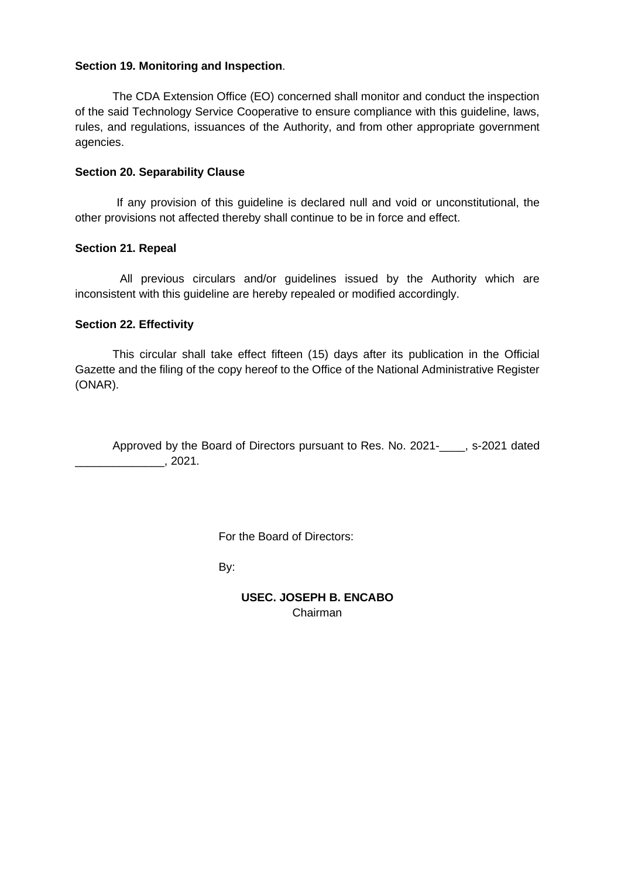**Section 19. Monitoring and Inspection**.

The CDA Extension Office (EO) concerned shall monitor and conduct the inspection of the said Technology Service Cooperative to ensure compliance with this guideline, laws, rules, and regulations, issuances of the Authority, and from other appropriate government agencies.

**Section 20. Separability Clause**

If any provision of this guideline is declared null and void or unconstitutional, the other provisions not affected thereby shall continue to be in force and effect.

**Section 21. Repeal**

All previous circulars and/or guidelines issued by the Authority which are inconsistent with this guideline are hereby repealed or modified accordingly.

**Section 22. Effectivity**

This circular shall take effect fifteen (15) days after its publication in the Official Gazette and the filing of the copy hereof to the Office of the National Administrative Register (ONAR).

Approved by the Board of Directors pursuant to Res. No. 2021-____, s-2021 dated ______________, 2021.

For the Board of Directors:

By:

**USEC. JOSEPH B. ENCABO**
Chairman